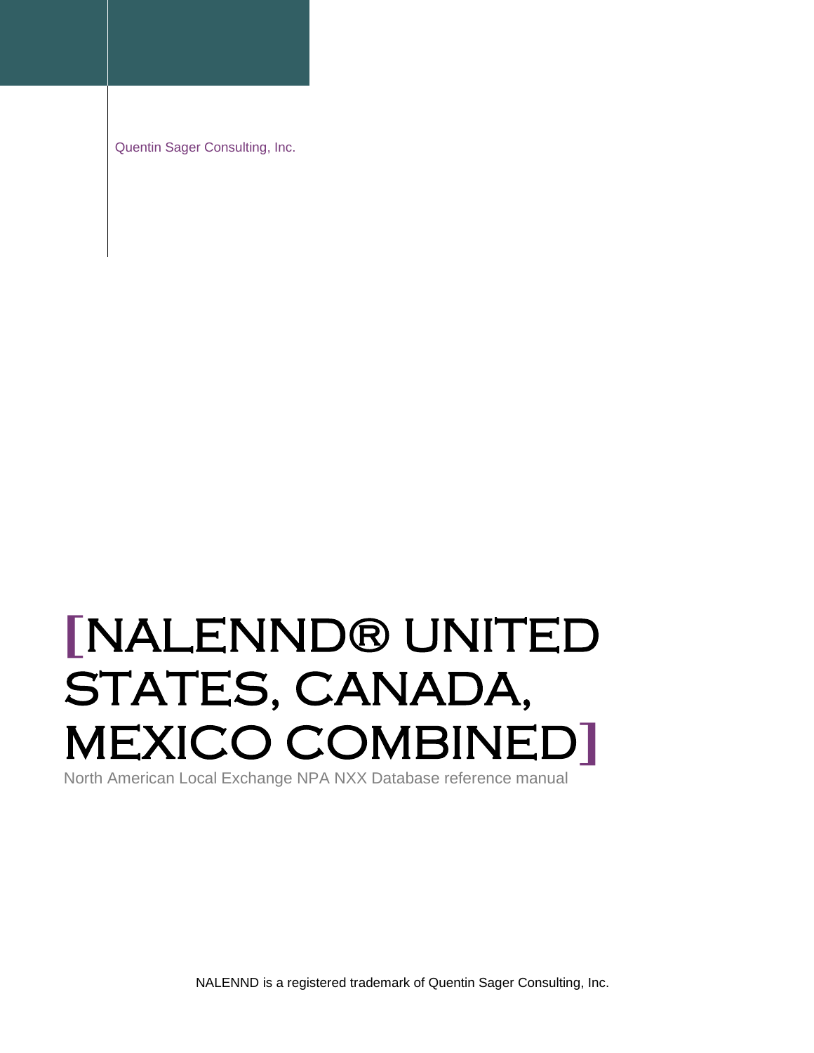Quentin Sager Consulting, Inc.

# [NALENND® UNITED STATES, CANADA, MEXICO COMBINED]

North American Local Exchange NPA NXX Database reference manual

NALENND is a registered trademark of Quentin Sager Consulting, Inc.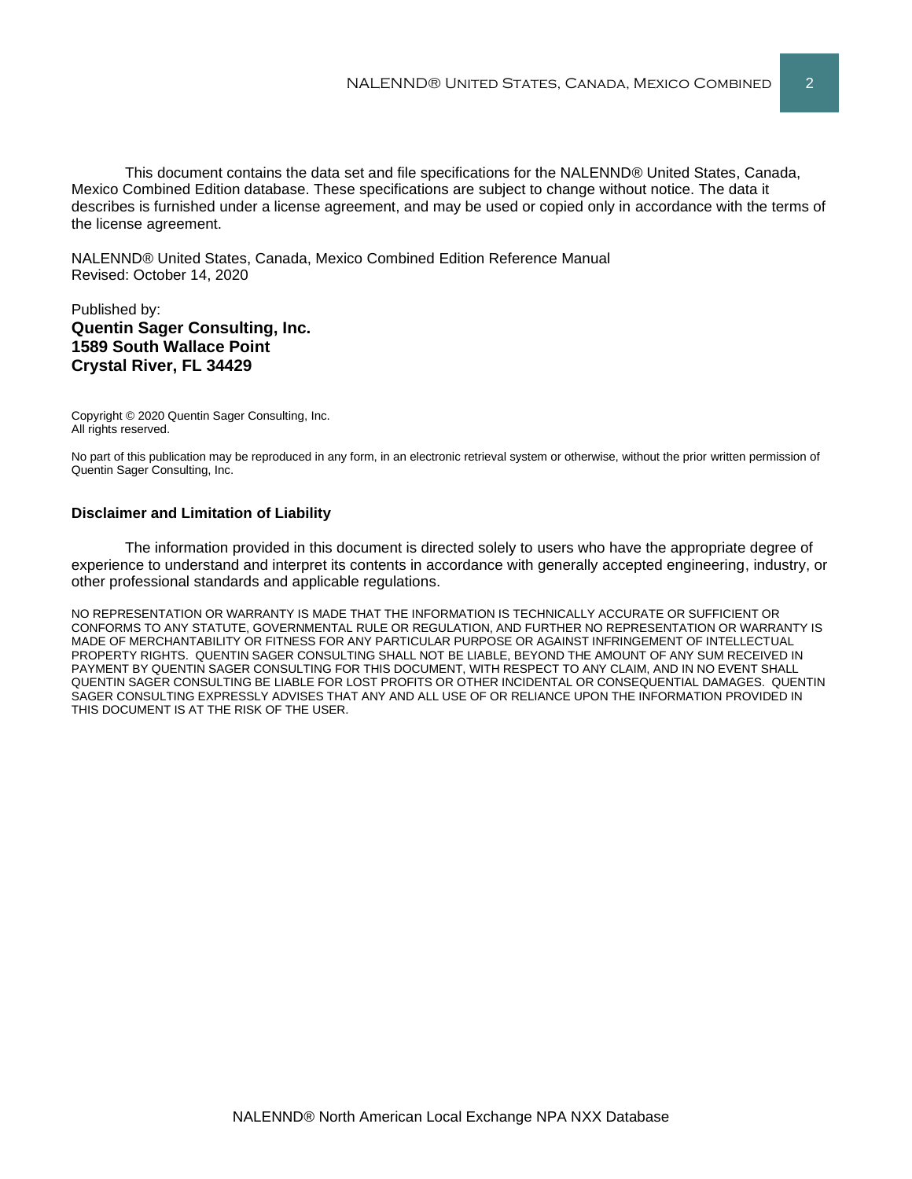This document contains the data set and file specifications for the NALENND® United States, Canada, Mexico Combined Edition database. These specifications are subject to change without notice. The data it describes is furnished under a license agreement, and may be used or copied only in accordance with the terms of the license agreement.

NALENND® United States, Canada, Mexico Combined Edition Reference Manual
Revised: October 14, 2020

Published by:
**Quentin Sager Consulting, Inc.**
**1589 South Wallace Point**
**Crystal River, FL 34429**

Copyright © 2020 Quentin Sager Consulting, Inc.
All rights reserved.

No part of this publication may be reproduced in any form, in an electronic retrieval system or otherwise, without the prior written permission of Quentin Sager Consulting, Inc.

**Disclaimer and Limitation of Liability**

The information provided in this document is directed solely to users who have the appropriate degree of experience to understand and interpret its contents in accordance with generally accepted engineering, industry, or other professional standards and applicable regulations.

NO REPRESENTATION OR WARRANTY IS MADE THAT THE INFORMATION IS TECHNICALLY ACCURATE OR SUFFICIENT OR CONFORMS TO ANY STATUTE, GOVERNMENTAL RULE OR REGULATION, AND FURTHER NO REPRESENTATION OR WARRANTY IS MADE OF MERCHANTABILITY OR FITNESS FOR ANY PARTICULAR PURPOSE OR AGAINST INFRINGEMENT OF INTELLECTUAL PROPERTY RIGHTS. QUENTIN SAGER CONSULTING SHALL NOT BE LIABLE, BEYOND THE AMOUNT OF ANY SUM RECEIVED IN PAYMENT BY QUENTIN SAGER CONSULTING FOR THIS DOCUMENT, WITH RESPECT TO ANY CLAIM, AND IN NO EVENT SHALL QUENTIN SAGER CONSULTING BE LIABLE FOR LOST PROFITS OR OTHER INCIDENTAL OR CONSEQUENTIAL DAMAGES. QUENTIN SAGER CONSULTING EXPRESSLY ADVISES THAT ANY AND ALL USE OF OR RELIANCE UPON THE INFORMATION PROVIDED IN THIS DOCUMENT IS AT THE RISK OF THE USER.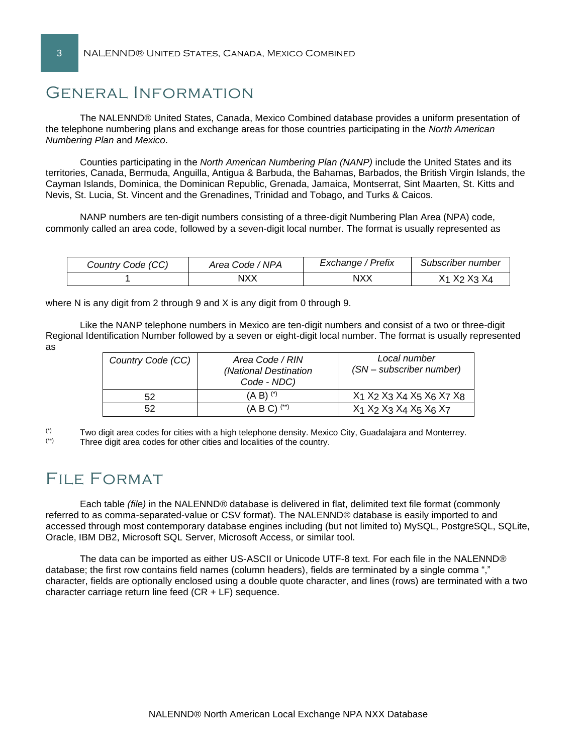# General Information

The NALENND® United States, Canada, Mexico Combined database provides a uniform presentation of the telephone numbering plans and exchange areas for those countries participating in the *North American Numbering Plan* and *Mexico*.

Counties participating in the *North American Numbering Plan (NANP)* include the United States and its territories, Canada, Bermuda, Anguilla, Antigua & Barbuda, the Bahamas, Barbados, the British Virgin Islands, the Cayman Islands, Dominica, the Dominican Republic, Grenada, Jamaica, Montserrat, Sint Maarten, St. Kitts and Nevis, St. Lucia, St. Vincent and the Grenadines, Trinidad and Tobago, and Turks & Caicos.

NANP numbers are ten-digit numbers consisting of a three-digit Numbering Plan Area (NPA) code, commonly called an area code, followed by a seven-digit local number. The format is usually represented as

| *Country Code (CC)* | *Area Code / NPA* | *Exchange / Prefix* | *Subscriber number* |
|---|---|---|---|
| 1 | NXX | NXX | $X_1 X_2 X_3 X_4$ |

where N is any digit from 2 through 9 and X is any digit from 0 through 9.

Like the NANP telephone numbers in Mexico are ten-digit numbers and consist of a two or three-digit Regional Identification Number followed by a seven or eight-digit local number. The format is usually represented as

| *Country Code (CC)* | *Area Code / RIN (National Destination Code - NDC)* | *Local number (SN – subscriber number)* |
|---|---|---|
| 52 | (A B) [(*)] | $X_1 X_2 X_3 X_4 X_5 X_6 X_7 X_8$ |
| 52 | (A B C) [(**)] | $X_1 X_2 X_3 X_4 X_5 X_6 X_7$ |

(*) Two digit area codes for cities with a high telephone density. Mexico City, Guadalajara and Monterrey.

(**) Three digit area codes for other cities and localities of the country.

# File Format

Each table *(file)* in the NALENND® database is delivered in flat, delimited text file format (commonly referred to as comma-separated-value or CSV format). The NALENND® database is easily imported to and accessed through most contemporary database engines including (but not limited to) MySQL, PostgreSQL, SQLite, Oracle, IBM DB2, Microsoft SQL Server, Microsoft Access, or similar tool.

The data can be imported as either US-ASCII or Unicode UTF-8 text. For each file in the NALENND® database; the first row contains field names (column headers), fields are terminated by a single comma "," character, fields are optionally enclosed using a double quote character, and lines (rows) are terminated with a two character carriage return line feed (CR + LF) sequence.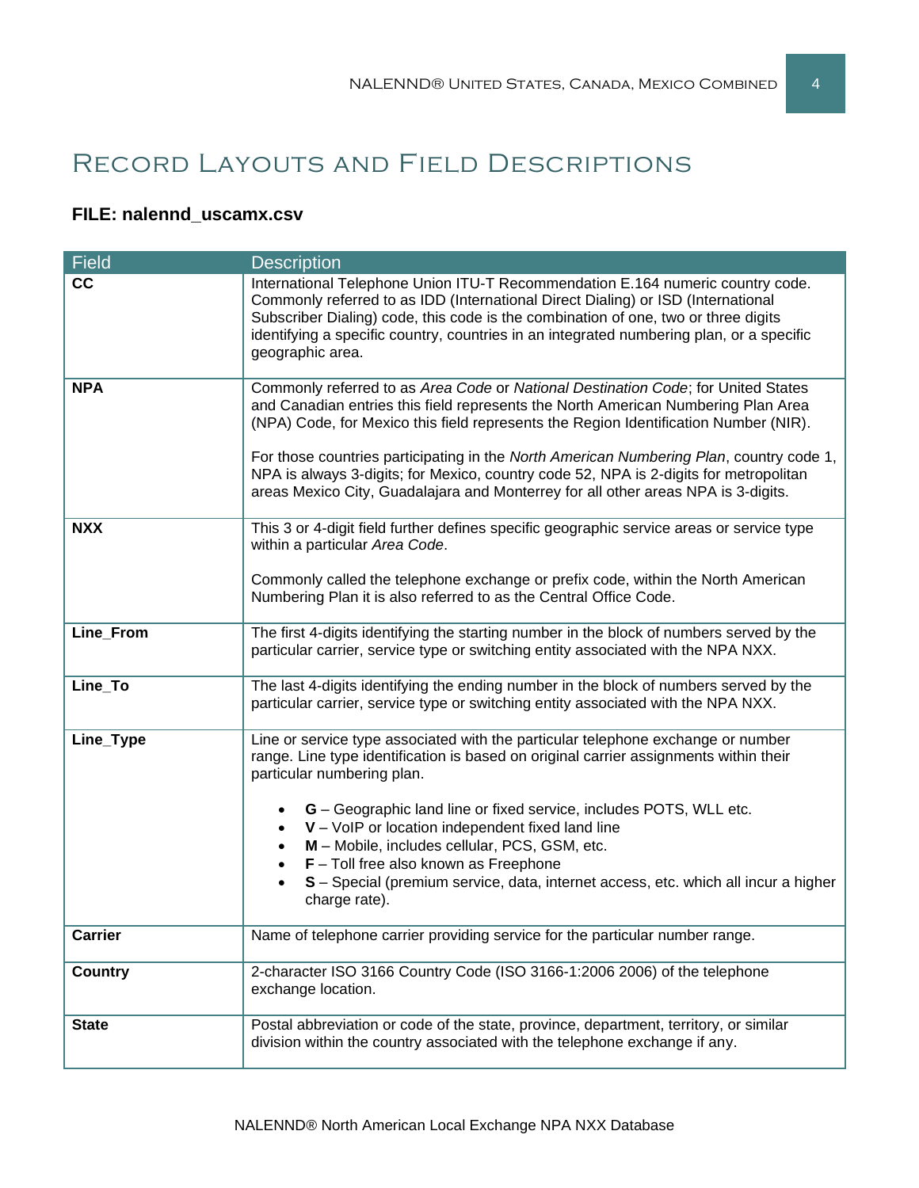# Record Layouts and Field Descriptions

**FILE: nalennd_uscamx.csv**

| Field | Description |
|---|---|
| **CC** | International Telephone Union ITU-T Recommendation E.164 numeric country code. Commonly referred to as IDD (International Direct Dialing) or ISD (International Subscriber Dialing) code, this code is the combination of one, two or three digits identifying a specific country, countries in an integrated numbering plan, or a specific geographic area. |
| **NPA** | Commonly referred to as *Area Code* or *National Destination Code*; for United States and Canadian entries this field represents the North American Numbering Plan Area (NPA) Code, for Mexico this field represents the Region Identification Number (NIR).<br><br>For those countries participating in the *North American Numbering Plan*, country code 1, NPA is always 3-digits; for Mexico, country code 52, NPA is 2-digits for metropolitan areas Mexico City, Guadalajara and Monterrey for all other areas NPA is 3-digits. |
| **NXX** | This 3 or 4-digit field further defines specific geographic service areas or service type within a particular *Area Code*.<br><br>Commonly called the telephone exchange or prefix code, within the North American Numbering Plan it is also referred to as the Central Office Code. |
| **Line_From** | The first 4-digits identifying the starting number in the block of numbers served by the particular carrier, service type or switching entity associated with the NPA NXX. |
| **Line_To** | The last 4-digits identifying the ending number in the block of numbers served by the particular carrier, service type or switching entity associated with the NPA NXX. |
| **Line_Type** | Line or service type associated with the particular telephone exchange or number range. Line type identification is based on original carrier assignments within their particular numbering plan.<br><br>• **G** – Geographic land line or fixed service, includes POTS, WLL etc.<br>• **V** – VoIP or location independent fixed land line<br>• **M** – Mobile, includes cellular, PCS, GSM, etc.<br>• **F** – Toll free also known as Freephone<br>• **S** – Special (premium service, data, internet access, etc. which all incur a higher charge rate). |
| **Carrier** | Name of telephone carrier providing service for the particular number range. |
| **Country** | 2-character ISO 3166 Country Code (ISO 3166-1:2006 2006) of the telephone exchange location. |
| **State** | Postal abbreviation or code of the state, province, department, territory, or similar division within the country associated with the telephone exchange if any. |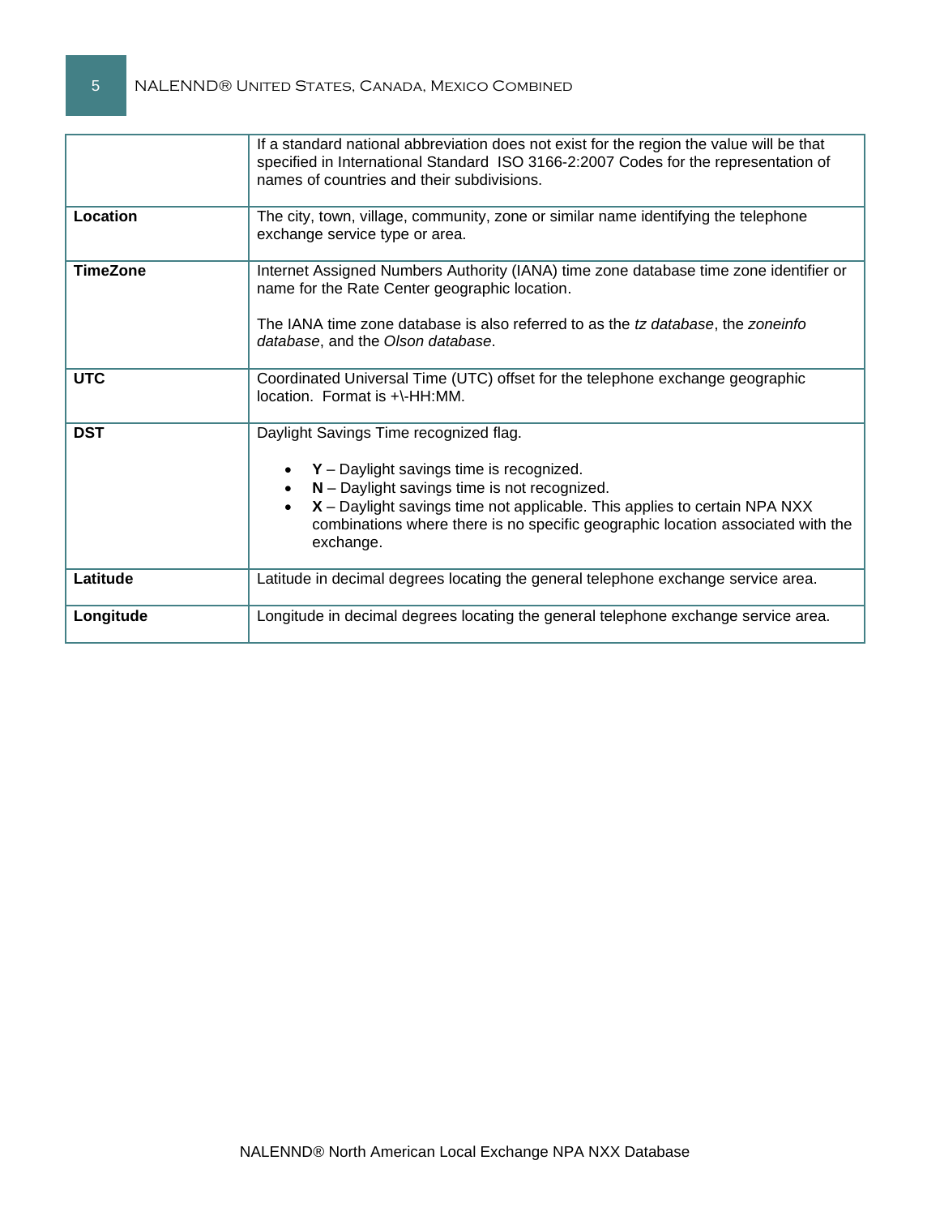| | |
|---|---|
| | If a standard national abbreviation does not exist for the region the value will be that specified in International Standard ISO 3166-2:2007 Codes for the representation of names of countries and their subdivisions. |
| **Location** | The city, town, village, community, zone or similar name identifying the telephone exchange service type or area. |
| **TimeZone** | Internet Assigned Numbers Authority (IANA) time zone database time zone identifier or name for the Rate Center geographic location.<br><br>The IANA time zone database is also referred to as the *tz database*, the *zoneinfo database*, and the *Olson database*. |
| **UTC** | Coordinated Universal Time (UTC) offset for the telephone exchange geographic location. Format is +\-HH:MM. |
| **DST** | Daylight Savings Time recognized flag.<br><br>• **Y** – Daylight savings time is recognized.<br>• **N** – Daylight savings time is not recognized.<br>• **X** – Daylight savings time not applicable. This applies to certain NPA NXX combinations where there is no specific geographic location associated with the exchange. |
| **Latitude** | Latitude in decimal degrees locating the general telephone exchange service area. |
| **Longitude** | Longitude in decimal degrees locating the general telephone exchange service area. |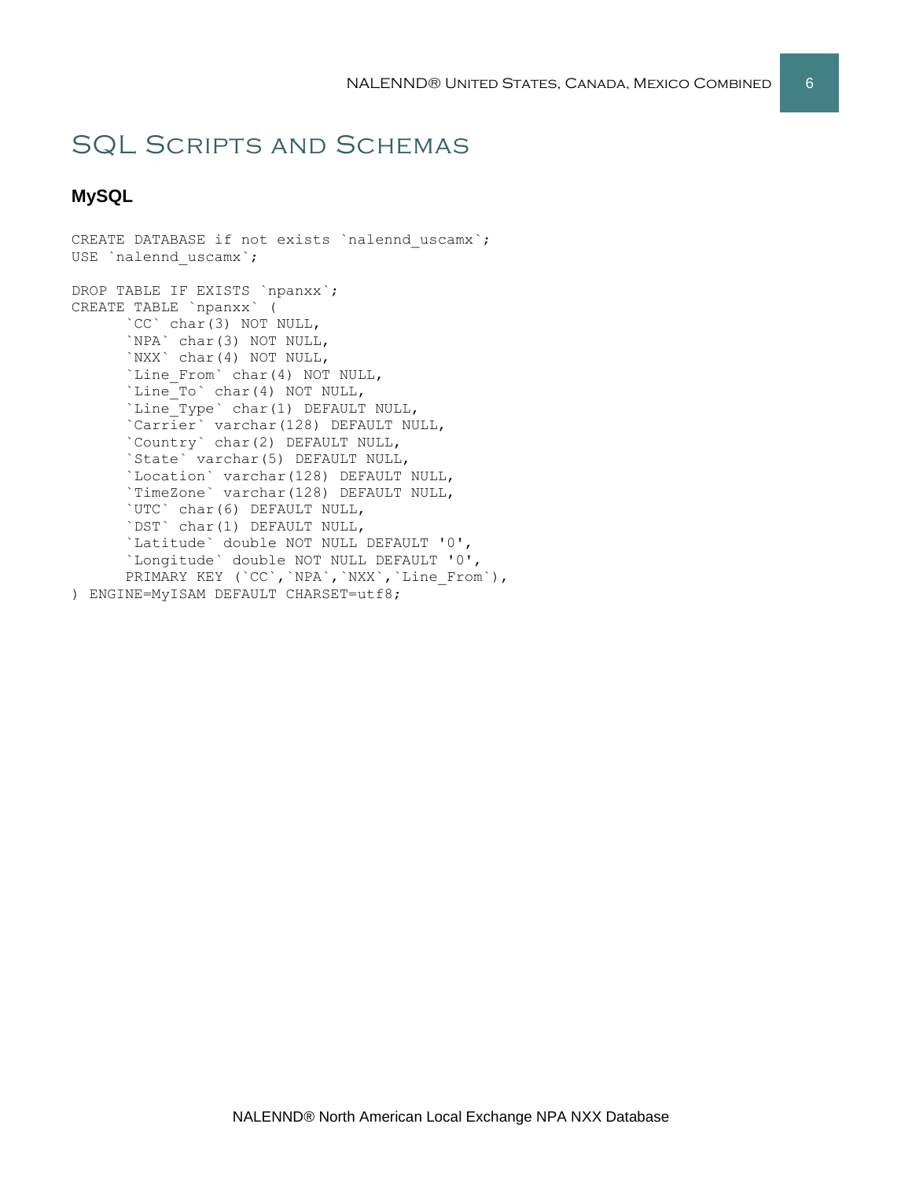# SQL Scripts and Schemas

## MySQL

```
CREATE DATABASE if not exists `nalennd_uscamx`;
USE `nalennd_uscamx`;

DROP TABLE IF EXISTS `npanxx`;
CREATE TABLE `npanxx` (
      `CC` char(3) NOT NULL,
      `NPA` char(3) NOT NULL,
      `NXX` char(4) NOT NULL,
      `Line_From` char(4) NOT NULL,
      `Line_To` char(4) NOT NULL,
      `Line_Type` char(1) DEFAULT NULL,
      `Carrier` varchar(128) DEFAULT NULL,
      `Country` char(2) DEFAULT NULL,
      `State` varchar(5) DEFAULT NULL,
      `Location` varchar(128) DEFAULT NULL,
      `TimeZone` varchar(128) DEFAULT NULL,
      `UTC` char(6) DEFAULT NULL,
      `DST` char(1) DEFAULT NULL,
      `Latitude` double NOT NULL DEFAULT '0',
      `Longitude` double NOT NULL DEFAULT '0',
      PRIMARY KEY (`CC`,`NPA`,`NXX`,`Line_From`),
) ENGINE=MyISAM DEFAULT CHARSET=utf8;
```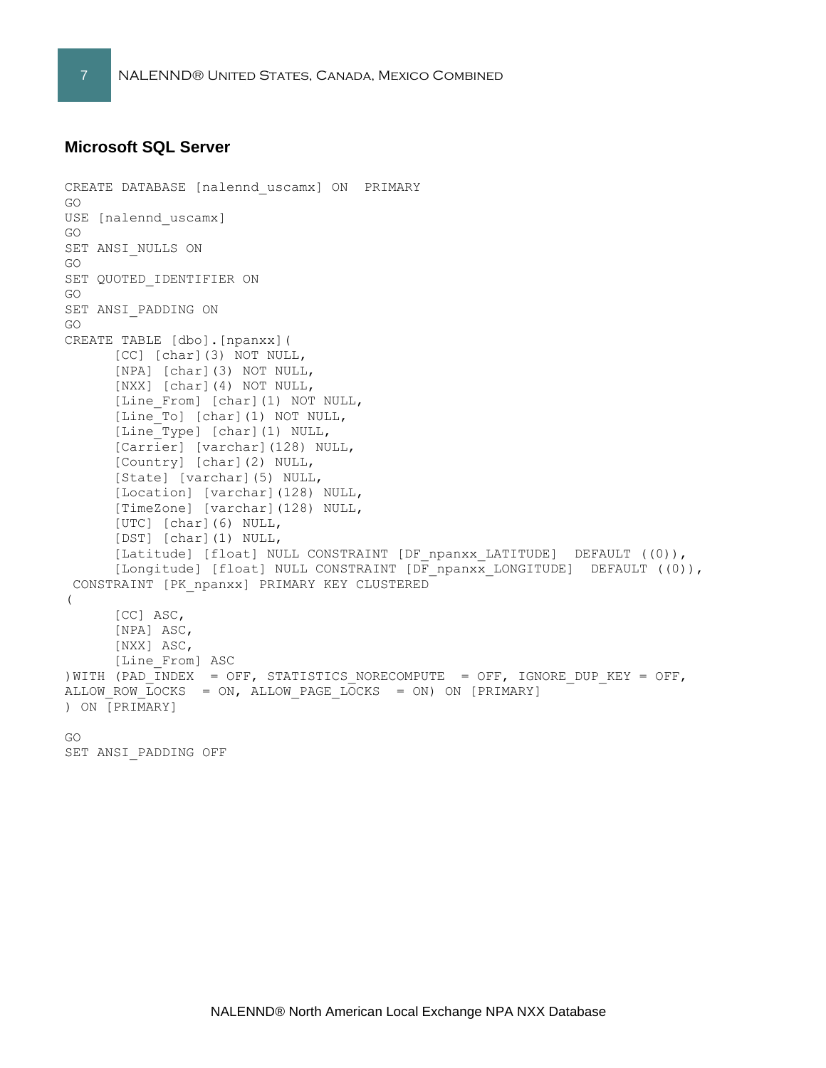### Microsoft SQL Server

```
CREATE DATABASE [nalennd_uscamx] ON  PRIMARY
GO
USE [nalennd_uscamx]
GO
SET ANSI_NULLS ON
GO
SET QUOTED_IDENTIFIER ON
GO
SET ANSI_PADDING ON
GO
CREATE TABLE [dbo].[npanxx](
	[CC] [char](3) NOT NULL,
	[NPA] [char](3) NOT NULL,
	[NXX] [char](4) NOT NULL,
	[Line_From] [char](1) NOT NULL,
	[Line_To] [char](1) NOT NULL,
	[Line_Type] [char](1) NULL,
	[Carrier] [varchar](128) NULL,
	[Country] [char](2) NULL,
	[State] [varchar](5) NULL,
	[Location] [varchar](128) NULL,
	[TimeZone] [varchar](128) NULL,
	[UTC] [char](6) NULL,
	[DST] [char](1) NULL,
	[Latitude] [float] NULL CONSTRAINT [DF_npanxx_LATITUDE]  DEFAULT ((0)),
	[Longitude] [float] NULL CONSTRAINT [DF_npanxx_LONGITUDE]  DEFAULT ((0)),
 CONSTRAINT [PK_npanxx] PRIMARY KEY CLUSTERED
(
	[CC] ASC,
	[NPA] ASC,
	[NXX] ASC,
	[Line_From] ASC
)WITH (PAD_INDEX  = OFF, STATISTICS_NORECOMPUTE  = OFF, IGNORE_DUP_KEY = OFF,
ALLOW_ROW_LOCKS  = ON, ALLOW_PAGE_LOCKS  = ON) ON [PRIMARY]
) ON [PRIMARY]

GO
SET ANSI_PADDING OFF
```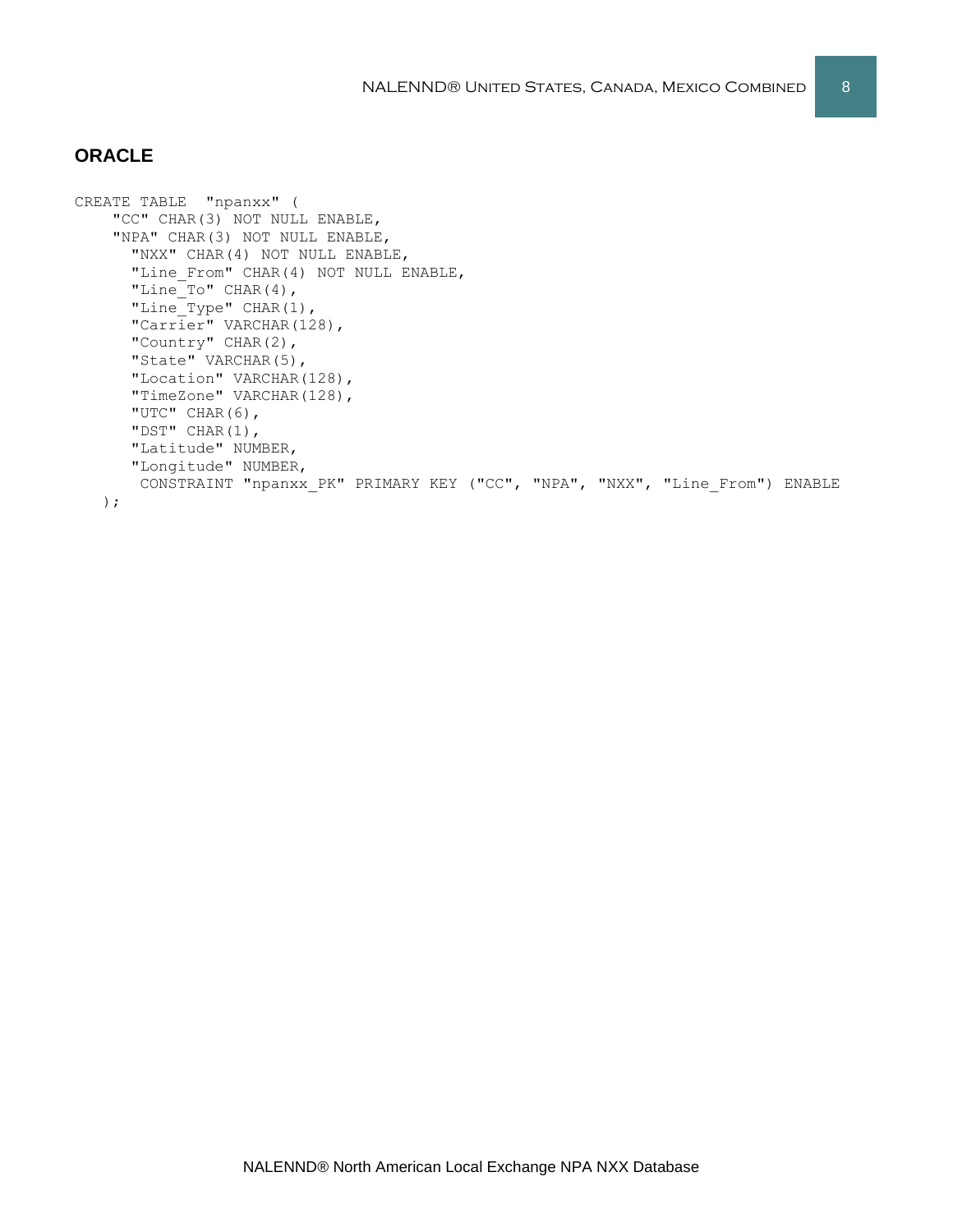## ORACLE

```
CREATE TABLE  "npanxx" (
    "CC" CHAR(3) NOT NULL ENABLE,
    "NPA" CHAR(3) NOT NULL ENABLE,
      "NXX" CHAR(4) NOT NULL ENABLE,
      "Line_From" CHAR(4) NOT NULL ENABLE,
      "Line_To" CHAR(4),
      "Line_Type" CHAR(1),
      "Carrier" VARCHAR(128),
      "Country" CHAR(2),
      "State" VARCHAR(5),
      "Location" VARCHAR(128),
      "TimeZone" VARCHAR(128),
      "UTC" CHAR(6),
      "DST" CHAR(1),
      "Latitude" NUMBER,
      "Longitude" NUMBER,
       CONSTRAINT "npanxx_PK" PRIMARY KEY ("CC", "NPA", "NXX", "Line_From") ENABLE
   );
```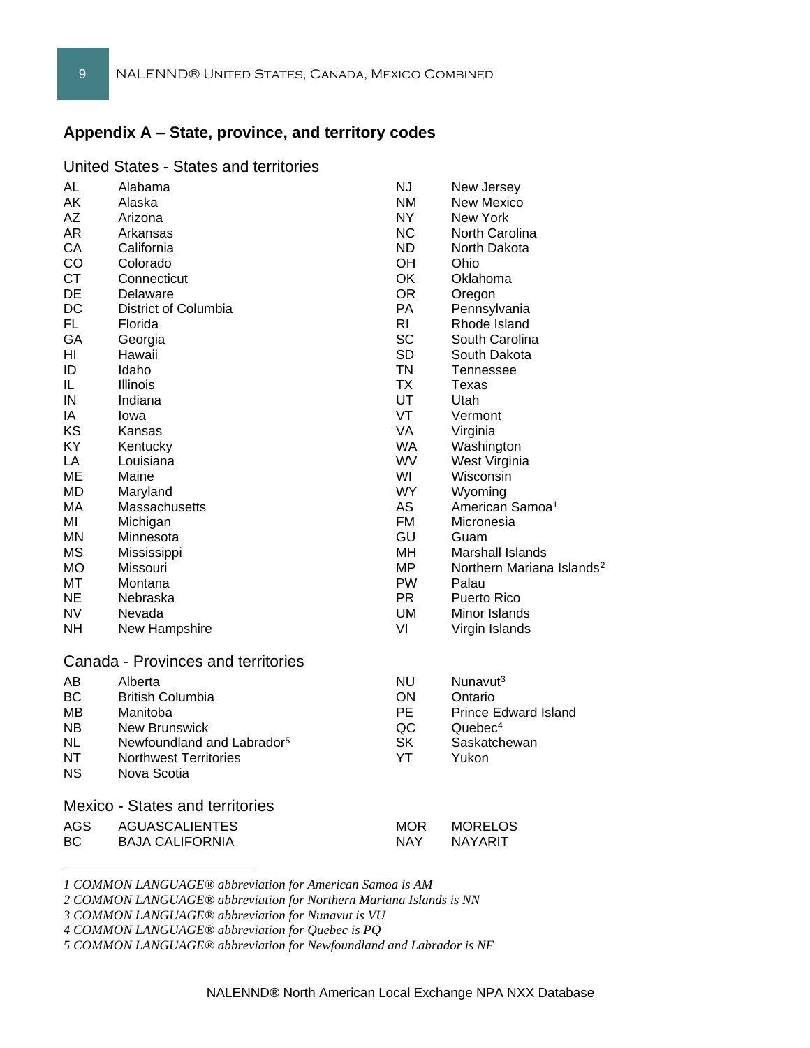## Appendix A – State, province, and territory codes

### United States - States and territories

| | | | |
|---|---|---|---|
| AL | Alabama | NJ | New Jersey |
| AK | Alaska | NM | New Mexico |
| AZ | Arizona | NY | New York |
| AR | Arkansas | NC | North Carolina |
| CA | California | ND | North Dakota |
| CO | Colorado | OH | Ohio |
| CT | Connecticut | OK | Oklahoma |
| DE | Delaware | OR | Oregon |
| DC | District of Columbia | PA | Pennsylvania |
| FL | Florida | RI | Rhode Island |
| GA | Georgia | SC | South Carolina |
| HI | Hawaii | SD | South Dakota |
| ID | Idaho | TN | Tennessee |
| IL | Illinois | TX | Texas |
| IN | Indiana | UT | Utah |
| IA | Iowa | VT | Vermont |
| KS | Kansas | VA | Virginia |
| KY | Kentucky | WA | Washington |
| LA | Louisiana | WV | West Virginia |
| ME | Maine | WI | Wisconsin |
| MD | Maryland | WY | Wyoming |
| MA | Massachusetts | AS | American Samoa[1] |
| MI | Michigan | FM | Micronesia |
| MN | Minnesota | GU | Guam |
| MS | Mississippi | MH | Marshall Islands |
| MO | Missouri | MP | Northern Mariana Islands[2] |
| MT | Montana | PW | Palau |
| NE | Nebraska | PR | Puerto Rico |
| NV | Nevada | UM | Minor Islands |
| NH | New Hampshire | VI | Virgin Islands |

### Canada - Provinces and territories

| | | | |
|---|---|---|---|
| AB | Alberta | NU | Nunavut[3] |
| BC | British Columbia | ON | Ontario |
| MB | Manitoba | PE | Prince Edward Island |
| NB | New Brunswick | QC | Quebec[4] |
| NL | Newfoundland and Labrador[5] | SK | Saskatchewan |
| NT | Northwest Territories | YT | Yukon |
| NS | Nova Scotia | | |

### Mexico - States and territories

| | | | |
|---|---|---|---|
| AGS | AGUASCALIENTES | MOR | MORELOS |
| BC | BAJA CALIFORNIA | NAY | NAYARIT |

*1 COMMON LANGUAGE® abbreviation for American Samoa is AM*

*2 COMMON LANGUAGE® abbreviation for Northern Mariana Islands is NN*

*3 COMMON LANGUAGE® abbreviation for Nunavut is VU*

*4 COMMON LANGUAGE® abbreviation for Quebec is PQ*

*5 COMMON LANGUAGE® abbreviation for Newfoundland and Labrador is NF*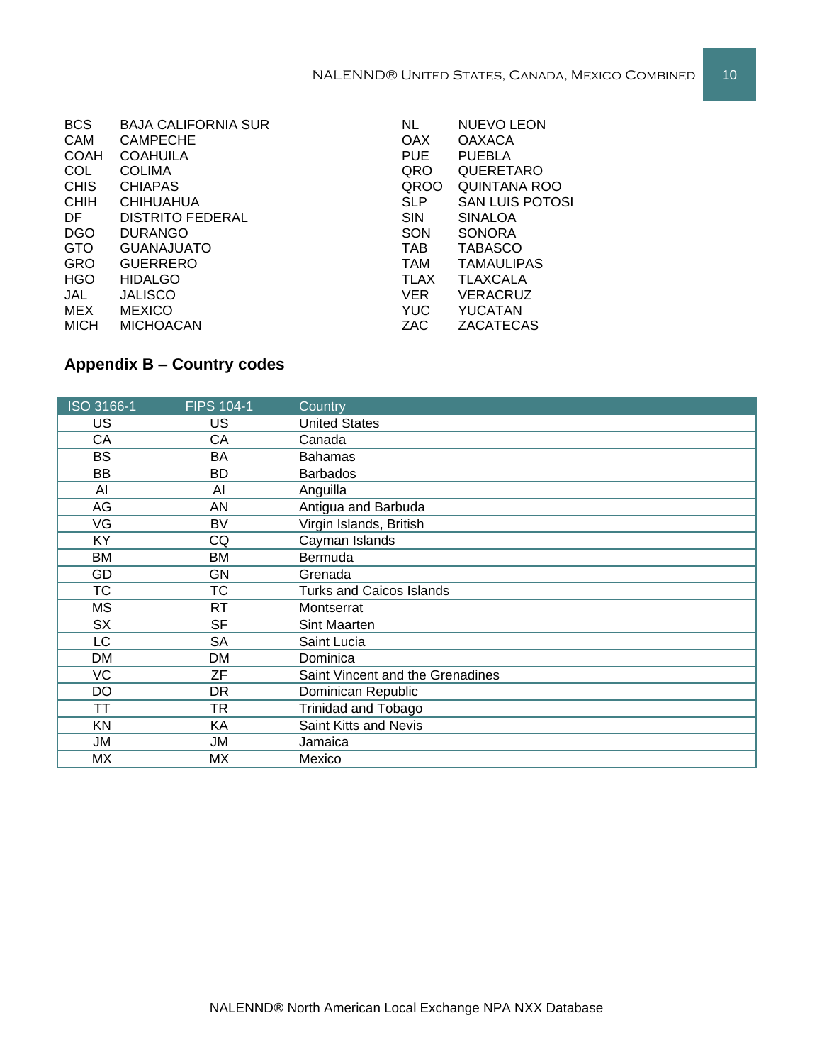| | |
|---|---|
| BCS | BAJA CALIFORNIA SUR |
| CAM | CAMPECHE |
| COAH | COAHUILA |
| COL | COLIMA |
| CHIS | CHIAPAS |
| CHIH | CHIHUAHUA |
| DF | DISTRITO FEDERAL |
| DGO | DURANGO |
| GTO | GUANAJUATO |
| GRO | GUERRERO |
| HGO | HIDALGO |
| JAL | JALISCO |
| MEX | MEXICO |
| MICH | MICHOACAN |
| NL | NUEVO LEON |
| OAX | OAXACA |
| PUE | PUEBLA |
| QRO | QUERETARO |
| QROO | QUINTANA ROO |
| SLP | SAN LUIS POTOSI |
| SIN | SINALOA |
| SON | SONORA |
| TAB | TABASCO |
| TAM | TAMAULIPAS |
| TLAX | TLAXCALA |
| VER | VERACRUZ |
| YUC | YUCATAN |
| ZAC | ZACATECAS |

## Appendix B – Country codes

| ISO 3166-1 | FIPS 104-1 | Country |
|---|---|---|
| US | US | United States |
| CA | CA | Canada |
| BS | BA | Bahamas |
| BB | BD | Barbados |
| AI | AI | Anguilla |
| AG | AN | Antigua and Barbuda |
| VG | BV | Virgin Islands, British |
| KY | CQ | Cayman Islands |
| BM | BM | Bermuda |
| GD | GN | Grenada |
| TC | TC | Turks and Caicos Islands |
| MS | RT | Montserrat |
| SX | SF | Sint Maarten |
| LC | SA | Saint Lucia |
| DM | DM | Dominica |
| VC | ZF | Saint Vincent and the Grenadines |
| DO | DR | Dominican Republic |
| TT | TR | Trinidad and Tobago |
| KN | KA | Saint Kitts and Nevis |
| JM | JM | Jamaica |
| MX | MX | Mexico |